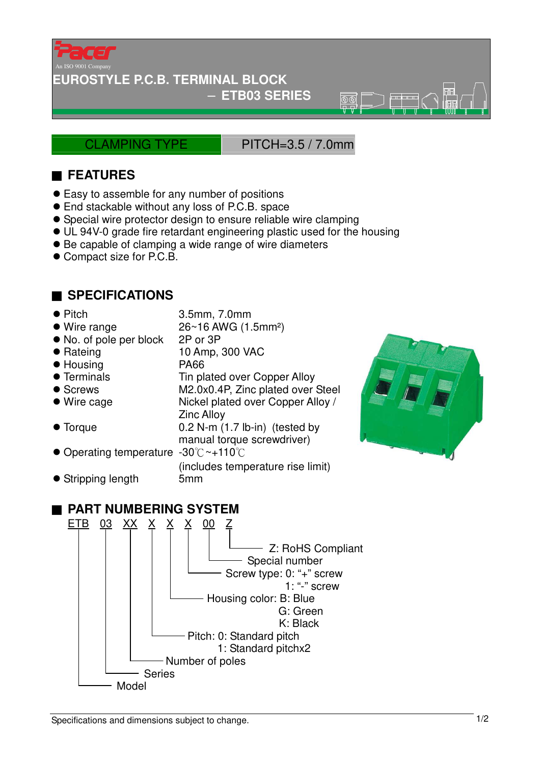Pacer

An ISO 9001 Company

# EUROSTYLE P.C.B. TERMINAL BLOCK

## – ETB03 SERIES

| CLAMPING TYPE | PITCH=3.5 / 7.0mm |
|---|---|

## ■ FEATURES

- Easy to assemble for any number of positions
- End stackable without any loss of P.C.B. space
- Special wire protector design to ensure reliable wire clamping
- UL 94V-0 grade fire retardant engineering plastic used for the housing
- Be capable of clamping a wide range of wire diameters
- Compact size for P.C.B.

## ■ SPECIFICATIONS

| | |
|---|---|
| ● Pitch | 3.5mm, 7.0mm |
| ● Wire range | 26~16 AWG (1.5mm$^2$) |
| ● No. of pole per block | 2P or 3P |
| ● Rateing | 10 Amp, 300 VAC |
| ● Housing | PA66 |
| ● Terminals | Tin plated over Copper Alloy |
| ● Screws | M2.0x0.4P, Zinc plated over Steel |
| ● Wire cage | Nickel plated over Copper Alloy / Zinc Alloy |
| ● Torque | 0.2 N-m (1.7 lb-in) (tested by manual torque screwdriver) |
| ● Operating temperature | -30℃~+110℃ (includes temperature rise limit) |
| ● Stripping length | 5mm |

## ■ PART NUMBERING SYSTEM

ETB 03 XX X X X 00 Z

- Z: RoHS Compliant
- 00: Special number
- X: Screw type: 0: "+" screw, 1: "-" screw
- X: Housing color: B: Blue, G: Green, K: Black
- X: Pitch: 0: Standard pitch, 1: Standard pitchx2
- XX: Number of poles
- 03: Series
- ETB: Model

Specifications and dimensions subject to change.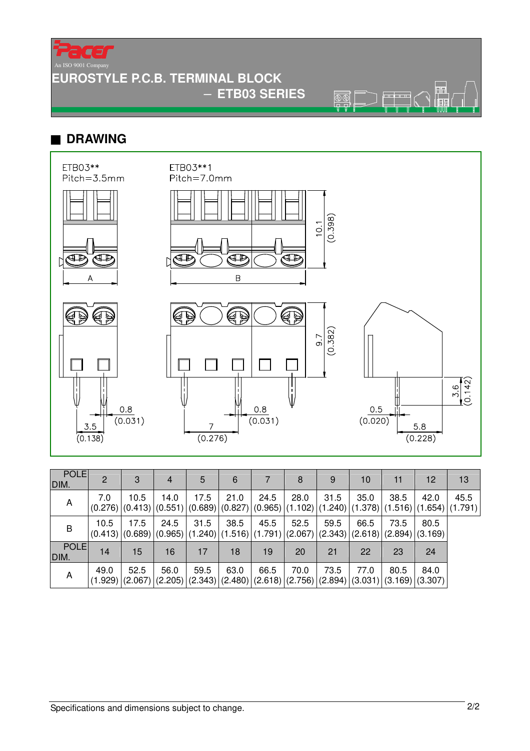# EUROSTYLE P.C.B. TERMINAL BLOCK
## – ETB03 SERIES

## ■ DRAWING

ETB03**
Pitch=3.5mm

ETB03**1
Pitch=7.0mm

10.1 (0.398)

9.7 (0.382)

3.6 (0.142)

A

B

0.8 (0.031)

3.5 (0.138)

0.8 (0.031)

7 (0.276)

0.5 (0.020)

5.8 (0.228)

| POLE / DIM. | 2 | 3 | 4 | 5 | 6 | 7 | 8 | 9 | 10 | 11 | 12 | 13 |
|---|---|---|---|---|---|---|---|---|---|---|---|---|
| A | 7.0 (0.276) | 10.5 (0.413) | 14.0 (0.551) | 17.5 (0.689) | 21.0 (0.827) | 24.5 (0.965) | 28.0 (1.102) | 31.5 (1.240) | 35.0 (1.378) | 38.5 (1.516) | 42.0 (1.654) | 45.5 (1.791) |
| B | 10.5 (0.413) | 17.5 (0.689) | 24.5 (0.965) | 31.5 (1.240) | 38.5 (1.516) | 45.5 (1.791) | 52.5 (2.067) | 59.5 (2.343) | 66.5 (2.618) | 73.5 (2.894) | 80.5 (3.169) | |
| POLE / DIM. | 14 | 15 | 16 | 17 | 18 | 19 | 20 | 21 | 22 | 23 | 24 | |
| A | 49.0 (1.929) | 52.5 (2.067) | 56.0 (2.205) | 59.5 (2.343) | 63.0 (2.480) | 66.5 (2.618) | 70.0 (2.756) | 73.5 (2.894) | 77.0 (3.031) | 80.5 (3.169) | 84.0 (3.307) | |

Specifications and dimensions subject to change.